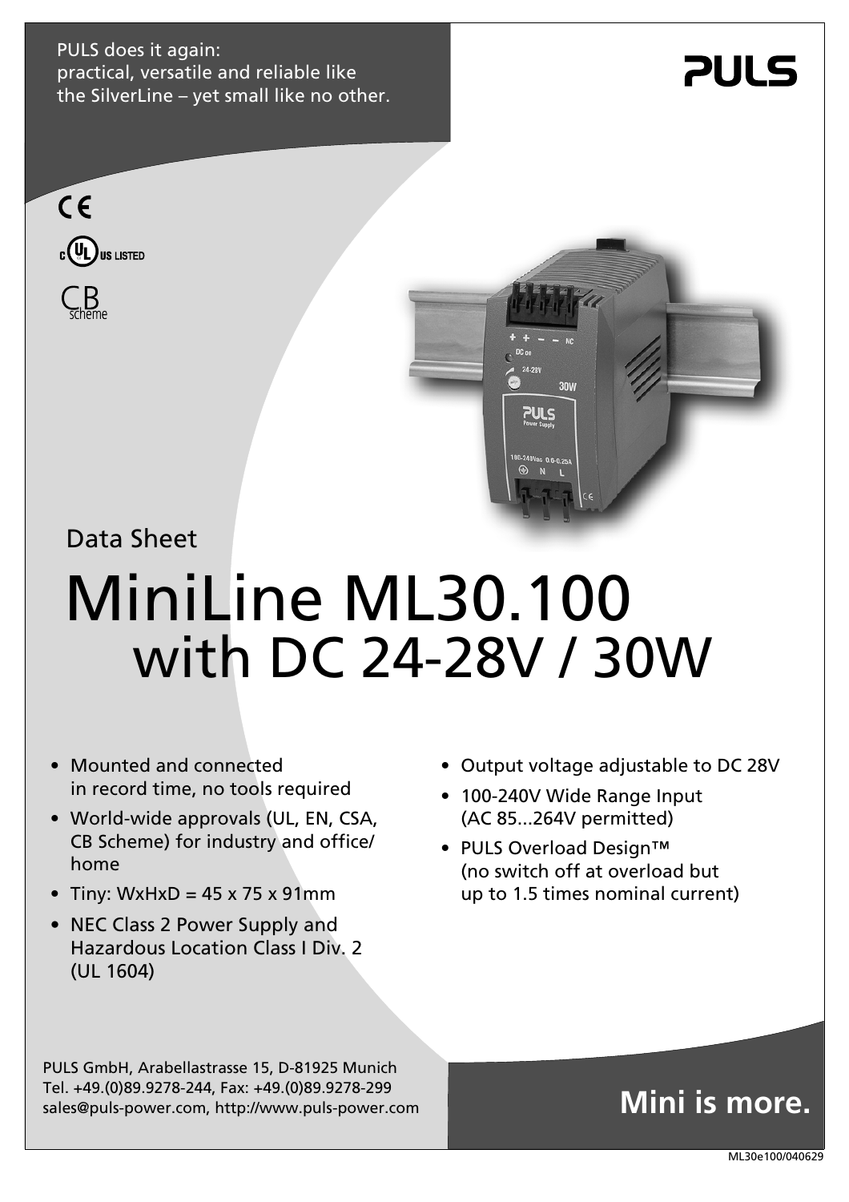PULS does it again:
practical, versatile and reliable like
the SilverLine – yet small like no other.

PULS

CE

c UL us LISTED

CB scheme

Data Sheet

# MiniLine ML30.100 with DC 24-28V / 30W

- Mounted and connected in record time, no tools required
- World-wide approvals (UL, EN, CSA, CB Scheme) for industry and office/home
- Tiny: WxHxD = 45 x 75 x 91mm
- NEC Class 2 Power Supply and Hazardous Location Class I Div. 2 (UL 1604)
- Output voltage adjustable to DC 28V
- 100-240V Wide Range Input (AC 85...264V permitted)
- PULS Overload Design™ (no switch off at overload but up to 1.5 times nominal current)

PULS GmbH, Arabellastrasse 15, D-81925 Munich
Tel. +49.(0)89.9278-244, Fax: +49.(0)89.9278-299
sales@puls-power.com, http://www.puls-power.com

**Mini is more.**

ML30e100/040629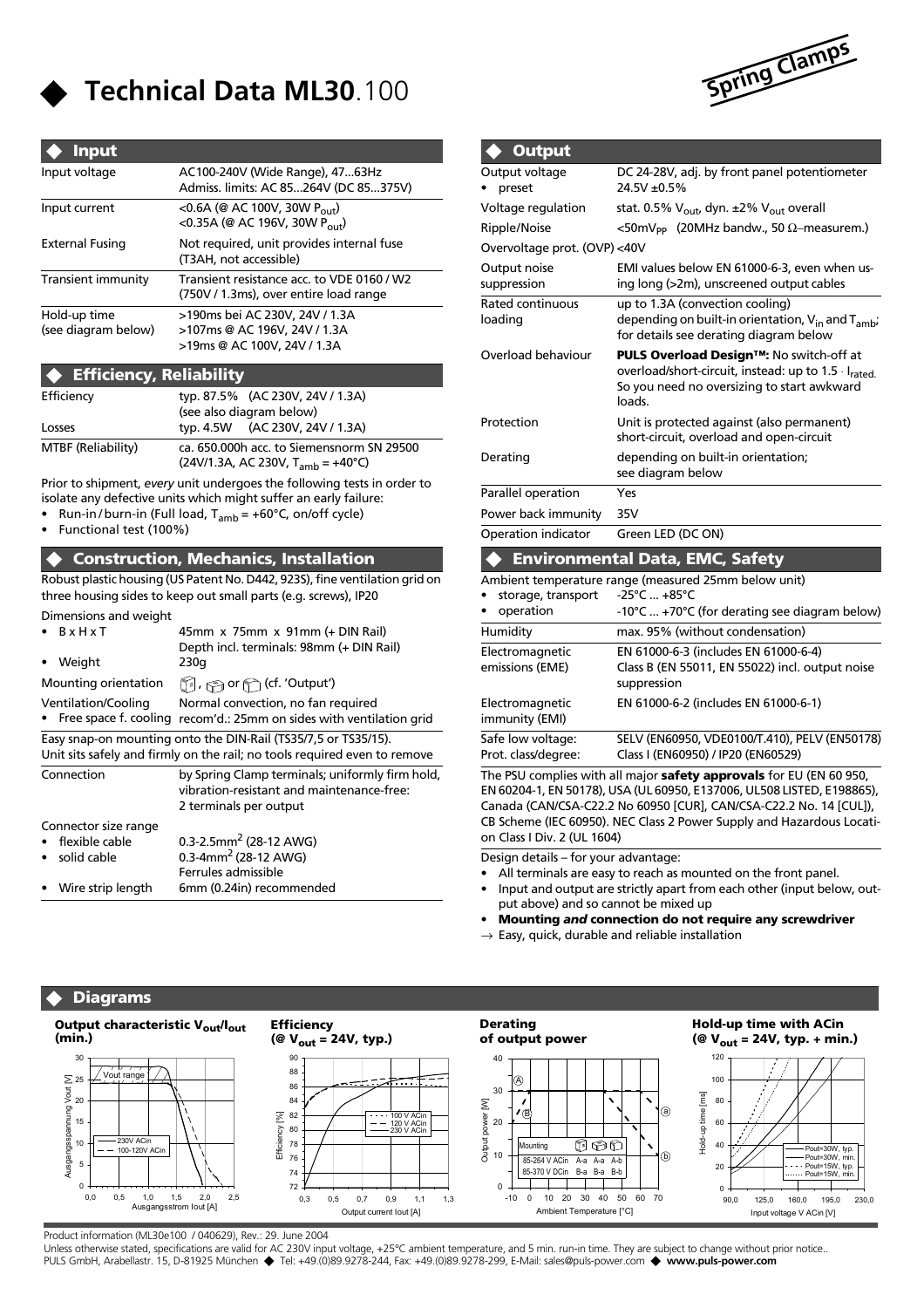# Technical Data ML30.100

Spring Clamps

## Input

| | |
|---|---|
| Input voltage | AC100-240V (Wide Range), 47...63Hz<br>Admiss. limits: AC 85...264V (DC 85...375V) |
| Input current | <0.6A (@ AC 100V, 30W $P_{out}$)<br><0.35A (@ AC 196V, 30W $P_{out}$) |
| External Fusing | Not required, unit provides internal fuse (T3AH, not accessible) |
| Transient immunity | Transient resistance acc. to VDE 0160 / W2 (750V / 1.3ms), over entire load range |
| Hold-up time (see diagram below) | >190ms bei AC 230V, 24V / 1.3A<br>>107ms @ AC 196V, 24V / 1.3A<br>>19ms @ AC 100V, 24V / 1.3A |

## Efficiency, Reliability

| | |
|---|---|
| Efficiency | typ. 87.5% (AC 230V, 24V / 1.3A) (see also diagram below) |
| Losses | typ. 4.5W (AC 230V, 24V / 1.3A) |
| MTBF (Reliability) | ca. 650.000h acc. to Siemensnorm SN 29500 (24V/1.3A, AC 230V, $T_{amb}$ = +40°C) |

Prior to shipment, *every* unit undergoes the following tests in order to isolate any defective units which might suffer an early failure:

- Run-in / burn-in (Full load, $T_{amb}$ = +60°C, on/off cycle)
- Functional test (100%)

## Construction, Mechanics, Installation

Robust plastic housing (US Patent No. D442, 923S), fine ventilation grid on three housing sides to keep out small parts (e.g. screws), IP20

Dimensions and weight

- B x H x T: 45mm x 75mm x 91mm (+ DIN Rail); Depth incl. terminals: 98mm (+ DIN Rail)
- Weight: 230g

Mounting orientation: (cf. 'Output')

Ventilation/Cooling: Normal convection, no fan required

- Free space f. cooling: recom'd.: 25mm on sides with ventilation grid

Easy snap-on mounting onto the DIN-Rail (TS35/7,5 or TS35/15). Unit sits safely and firmly on the rail; no tools required even to remove

| | |
|---|---|
| Connection | by Spring Clamp terminals; uniformly firm hold, vibration-resistant and maintenance-free: 2 terminals per output |

Connector size range

- flexible cable: 0.3-2.5mm$^2$ (28-12 AWG)
- solid cable: 0.3-4mm$^2$ (28-12 AWG); Ferrules admissible
- Wire strip length: 6mm (0.24in) recommended

## Output

| | |
|---|---|
| Output voltage<br>• preset | DC 24-28V, adj. by front panel potentiometer<br>24.5V ±0.5% |
| Voltage regulation | stat. 0.5% $V_{out}$, dyn. ±2% $V_{out}$ overall |
| Ripple/Noise | <50m$V_{PP}$ (20MHz bandw., 50 Ω–measurem.) |
| Overvoltage prot. (OVP) | <40V |
| Output noise suppression | EMI values below EN 61000-6-3, even when using long (>2m), unscreened output cables |
| Rated continuous loading | up to 1.3A (convection cooling) depending on built-in orientation, $V_{in}$ and $T_{amb}$; for details see derating diagram below |
| Overload behaviour | **PULS Overload Design™:** No switch-off at overload/short-circuit, instead: up to 1.5 · $I_{rated}$. So you need no oversizing to start awkward loads. |
| Protection | Unit is protected against (also permanent) short-circuit, overload and open-circuit |
| Derating | depending on built-in orientation; see diagram below |
| Parallel operation | Yes |
| Power back immunity | 35V |
| Operation indicator | Green LED (DC ON) |

## Environmental Data, EMC, Safety

Ambient temperature range (measured 25mm below unit)

- storage, transport: -25°C ... +85°C
- operation: -10°C ... +70°C (for derating see diagram below)

| | |
|---|---|
| Humidity | max. 95% (without condensation) |
| Electromagnetic emissions (EME) | EN 61000-6-3 (includes EN 61000-6-4) Class B (EN 55011, EN 55022) incl. output noise suppression |
| Electromagnetic immunity (EMI) | EN 61000-6-2 (includes EN 61000-6-1) |
| Safe low voltage:<br>Prot. class/degree: | SELV (EN60950, VDE0100/T.410), PELV (EN50178)<br>Class I (EN60950) / IP20 (EN60529) |

The PSU complies with all major **safety approvals** for EU (EN 60 950, EN 60204-1, EN 50178), USA (UL 60950, E137006, UL508 LISTED, E198865), Canada (CAN/CSA-C22.2 No 60950 [CUR], CAN/CSA-C22.2 No. 14 [CUL]), CB Scheme (IEC 60950). NEC Class 2 Power Supply and Hazardous Location Class I Div. 2 (UL 1604)

Design details – for your advantage:

- All terminals are easy to reach as mounted on the front panel.
- Input and output are strictly apart from each other (input below, output above) and so cannot be mixed up
- **Mounting *and* connection do not require any screwdriver**

→ Easy, quick, durable and reliable installation

## Diagrams

**Output characteristic $V_{out}/I_{out}$ (min.)**

Vout range
230V ACin
100-120V ACin
Ausgangsspannung Vout [V]
Ausgangsstrom Iout [A]

**Efficiency (@ $V_{out}$ = 24V, typ.)**

100 V ACin
120 V ACin
230 V ACin
Efficiency [%]
Output current Iout [A]

**Derating of output power**

Output power [W]
Ambient Temperature [°C]
Mounting
85-264 V ACin A-a A-a A-b
85-370 V DCin B-a B-a B-b

**Hold-up time with ACin (@ $V_{out}$ = 24V, typ. + min.)**

Hold-up time [ms]
Input voltage V ACin [V]
Pout=30W, typ.
Pout=30W, min.
Pout=15W, typ.
Pout=15W, min.

Product information (ML30e100 / 040629), Rev.: 29. June 2004

Unless otherwise stated, specifications are valid for AC 230V input voltage, +25°C ambient temperature, and 5 min. run-in time. They are subject to change without prior notice..

PULS GmbH, Arabellastr. 15, D-81925 München ◆ Tel: +49.(0)89.9278-244, Fax: +49.(0)89.9278-299, E-Mail: sales@puls-power.com ◆ **www.puls-power.com**